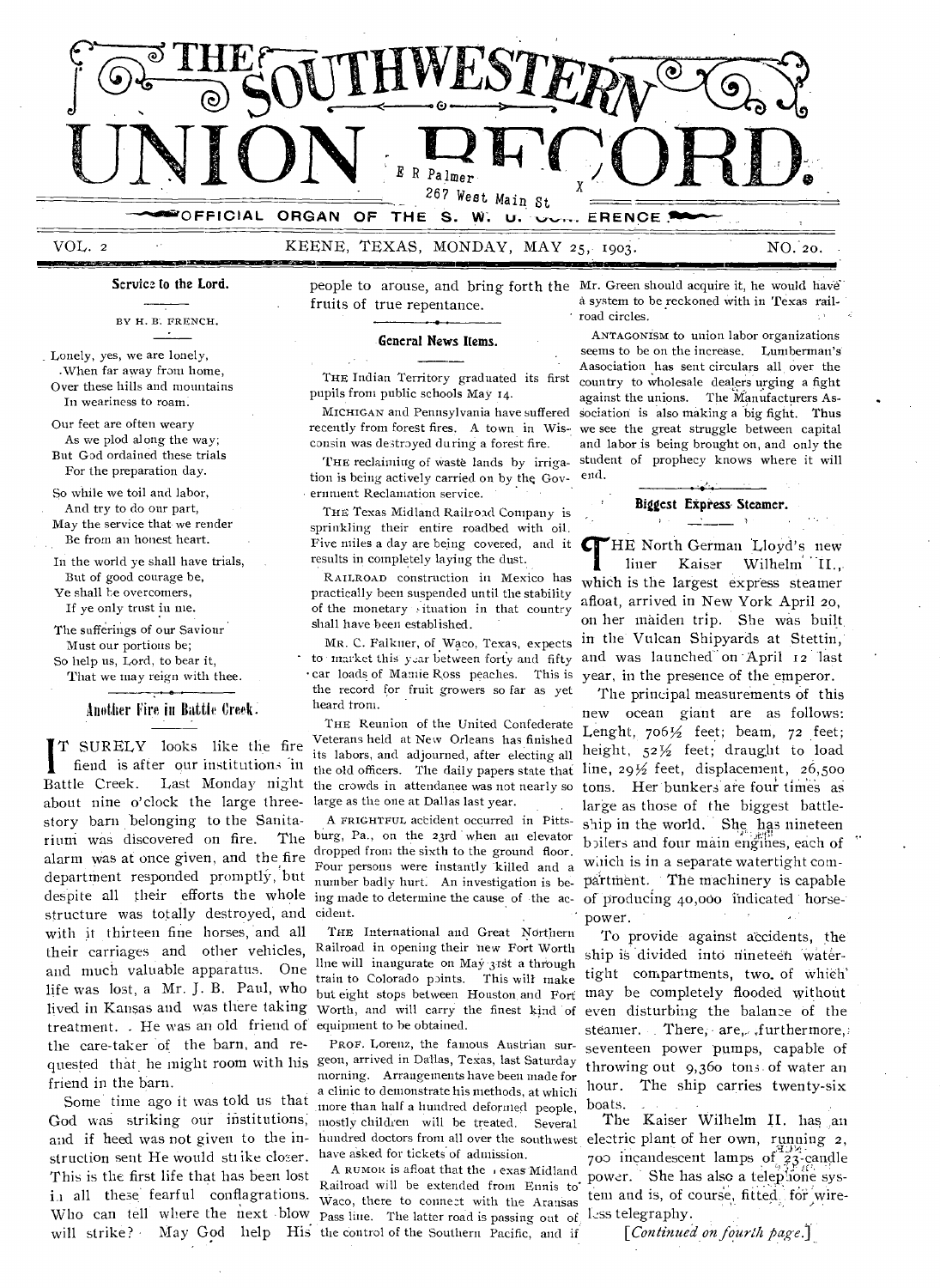# THE SOUTHWESTERN UNION RECORD.

E R Palmer
267 West Main St

OFFICIAL ORGAN OF THE S. W. U. CONFERENCE

VOL. 2 KEENE, TEXAS, MONDAY, MAY 25, 1903. NO. 20.

## Service to the Lord.

BY H. B. FRENCH.

Lonely, yes, we are lonely,
When far away from home,
Over these hills and mountains
In weariness to roam.

Our feet are often weary
As we plod along the way;
But God ordained these trials
For the preparation day.

So while we toil and labor,
And try to do our part,
May the service that we render
Be from an honest heart.

In the world ye shall have trials,
But of good courage be,
Ye shall be overcomers,
If ye only trust in me.

The sufferings of our Saviour
Must our portions be;
So help us, Lord, to bear it,
That we may reign with thee.

## Another Fire in Battle Creek.

IT SURELY looks like the fire fiend is after our institutions in Battle Creek. Last Monday night about nine o'clock the large three-story barn belonging to the Sanitarium was discovered on fire. The alarm was at once given, and the fire department responded promptly, but despite all their efforts the whole structure was totally destroyed, and with it thirteen fine horses, and all their carriages and other vehicles, and much valuable apparatus. One life was lost, a Mr. J. B. Paul, who lived in Kansas and was there taking treatment. He was an old friend of the care-taker of the barn, and requested that he might room with his friend in the barn.

Some time ago it was told us that God was striking our institutions, and if heed was not given to the instruction sent He would strike closer. This is the first life that has been lost in all these fearful conflagrations. Who can tell where the next blow will strike? May God help His people to arouse, and bring forth the fruits of true repentance.

## General News Items.

THE Indian Territory graduated its first pupils from public schools May 14.

MICHIGAN and Pennsylvania have suffered recently from forest fires. A town in Wisconsin was destroyed during a forest fire.

THE reclaiming of waste lands by irrigation is being actively carried on by the Government Reclamation service.

THE Texas Midland Railroad Company is sprinkling their entire roadbed with oil. Five miles a day are being covered, and it results in completely laying the dust.

RAILROAD construction in Mexico has practically been suspended until the stability of the monetary situation in that country shall have been established.

MR. C. Falkner, of Waco, Texas, expects to market this year between forty and fifty car loads of Mamie Ross peaches. This is the record for fruit growers so far as yet heard from.

THE Reunion of the United Confederate Veterans held at New Orleans has finished its labors, and adjourned, after electing all the old officers. The daily papers state that the crowds in attendance was not nearly so large as the one at Dallas last year.

A FRIGHTFUL accident occurred in Pittsburg, Pa., on the 23rd when an elevator dropped from the sixth to the ground floor. Four persons were instantly killed and a number badly hurt. An investigation is being made to determine the cause of the accident.

THE International and Great Northern Railroad in opening their new Fort Worth line will inaugurate on May 31st a through train to Colorado points. This will make but eight stops between Houston and Fort Worth, and will carry the finest kind of equipment to be obtained.

PROF. Lorenz, the famous Austrian surgeon, arrived in Dallas, Texas, last Saturday morning. Arrangements have been made for a clinic to demonstrate his methods, at which more than half a hundred deformed people, mostly children will be treated. Several hundred doctors from all over the southwest have asked for tickets of admission.

A RUMOR is afloat that the Texas Midland Railroad will be extended from Ennis to Waco, there to connect with the Aransas Pass line. The latter road is passing out of the control of the Southern Pacific, and if Mr. Green should acquire it, he would have a system to be reckoned with in Texas railroad circles.

ANTAGONISM to union labor organizations seems to be on the increase. Lumberman's Association has sent circulars all over the country to wholesale dealers urging a fight against the unions. The Manufacturers Association is also making a big fight. Thus we see the great struggle between capital and labor is being brought on, and only the student of prophecy knows where it will end.

## Biggest Express Steamer.

THE North German Lloyd's new liner Kaiser Wilhelm II., which is the largest express steamer afloat, arrived in New York April 20, on her maiden trip. She was built in the Vulcan Shipyards at Stettin, and was launched on April 12 last year, in the presence of the emperor.

The principal measurements of this new ocean giant are as follows: Lenght, 706½ feet; beam, 72 feet; height, 52½ feet; draught to load line, 29½ feet, displacement, 26,500 tons. Her bunkers are four times as large as those of the biggest battleship in the world. She has nineteen boilers and four main engines, each of which is in a separate watertight compartment. The machinery is capable of producing 40,000 indicated horse-power.

To provide against accidents, the ship is divided into nineteen watertight compartments, two of which may be completely flooded without even disturbing the balance of the steamer. There, are, furthermore, seventeen power pumps, capable of throwing out 9,360 tons of water an hour. The ship carries twenty-six boats.

The Kaiser Wilhelm II. has an electric plant of her own, running 2,700 incandescent lamps of 23-candle power. She has also a telephone system and is, of course, fitted for wireless telegraphy.

*[Continued on fourth page.]*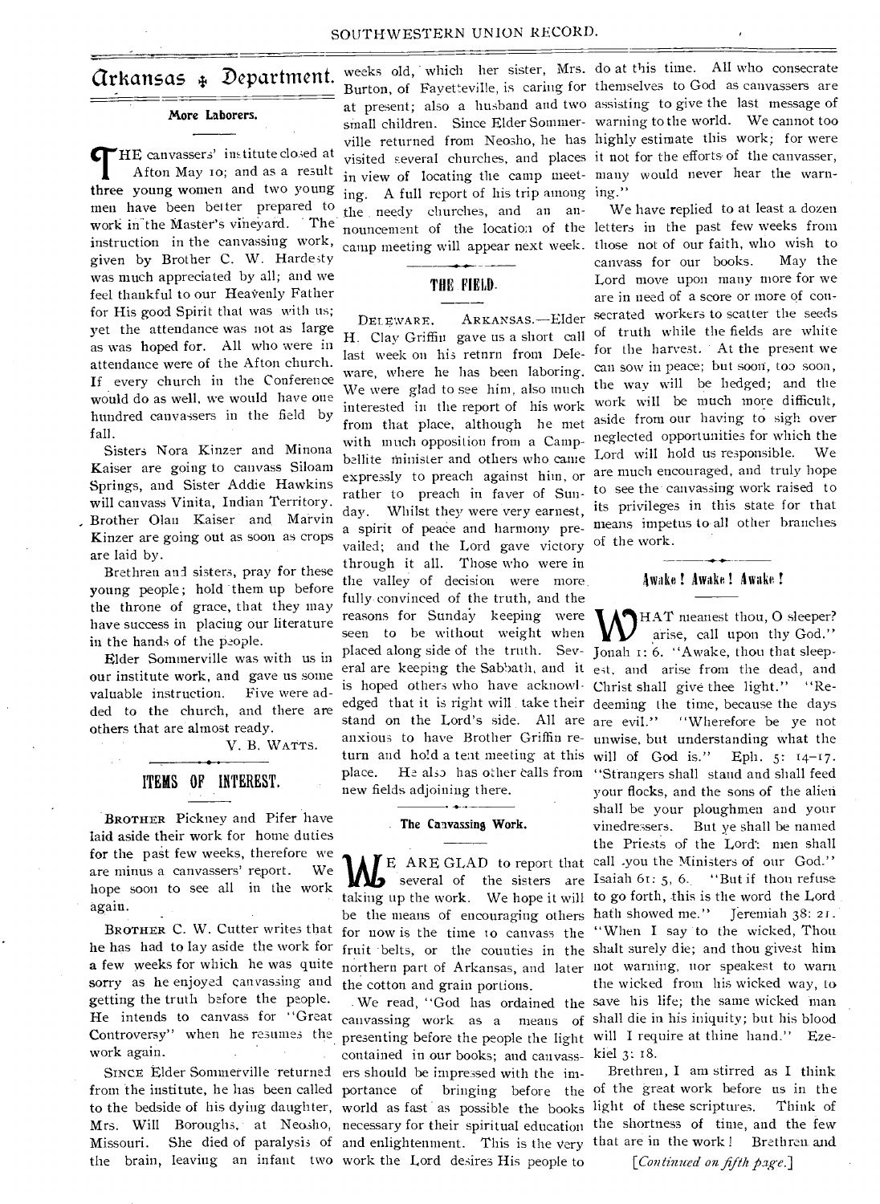# Arkansas ⁂ Department.

## More Laborers.

THE canvassers' institute closed at Afton May 10; and as a result three young women and two young men have been better prepared to work in the Master's vineyard. The instruction in the canvassing work, given by Brother C. W. Hardesty was much appreciated by all; and we feel thankful to our Heavenly Father for His good Spirit that was with us; yet the attendance was not as large as was hoped for. All who were in attendance were of the Afton church. If every church in the Conference would do as well, we would have one hundred canvassers in the field by fall.

Sisters Nora Kinzer and Minona Kaiser are going to canvass Siloam Springs, and Sister Addie Hawkins will canvass Vinita, Indian Territory. Brother Olan Kaiser and Marvin Kinzer are going out as soon as crops are laid by.

Brethren and sisters, pray for these young people; hold them up before the throne of grace, that they may have success in placing our literature in the hands of the people.

Elder Sommerville was with us in our institute work, and gave us some valuable instruction. Five were added to the church, and there are others that are almost ready.

V. B. WATTS.

## ITEMS OF INTEREST.

BROTHER Pickney and Pifer have laid aside their work for home duties for the past few weeks, therefore we are minus a canvassers' report. We hope soon to see all in the work again.

BROTHER C. W. Cutter writes that he has had to lay aside the work for a few weeks for which he was quite sorry as he enjoyed canvassing and getting the truth before the people. He intends to canvass for "Great Controversy" when he resumes the work again.

SINCE Elder Sommerville returned from the institute, he has been called to the bedside of his dying daughter, Mrs. Will Boroughs, at Neosho, Missouri. She died of paralysis of the brain, leaving an infant two weeks old, which her sister, Mrs. Burton, of Fayetteville, is caring for at present; also a husband and two small children. Since Elder Sommerville returned from Neosho, he has visited several churches, and places in view of locating the camp meeting. A full report of his trip among the needy churches, and an announcement of the location of the camp meeting will appear next week.

## THE FIELD.

DELEWARE, ARKANSAS.—Elder H. Clay Griffin gave us a short call last week on his return from Deleware, where he has been laboring. We were glad to see him, also much interested in the report of his work from that place, although he met with much opposition from a Campbellite minister and others who came expressly to preach against him, or rather to preach in favor of Sunday. Whilst they were very earnest, a spirit of peace and harmony prevailed; and the Lord gave victory through it all. Those who were in the valley of decision were more fully convinced of the truth, and the reasons for Sunday keeping were seen to be without weight when placed along side of the truth. Several are keeping the Sabbath, and it is hoped others who have acknowledged that it is right will take their stand on the Lord's side. All are anxious to have Brother Griffin return and hold a tent meeting at this place. He also has other calls from new fields adjoining there.

## The Canvassing Work.

WE ARE GLAD to report that several of the sisters are taking up the work. We hope it will be the means of encouraging others for now is the time to canvass the fruit belts, or the counties in the northern part of Arkansas, and later the cotton and grain portions.

We read, "God has ordained the canvassing work as a means of presenting before the people the light contained in our books; and canvassers should be impressed with the importance of bringing before the world as fast as possible the books necessary for their spiritual education and enlightenment. This is the very work the Lord desires His people to do at this time. All who consecrate themselves to God as canvassers are assisting to give the last message of warning to the world. We cannot too highly estimate this work; for were it not for the efforts of the canvasser, many would never hear the warning."

We have replied to at least a dozen letters in the past few weeks from those not of our faith, who wish to canvass for our books. May the Lord move upon many more for we are in need of a score or more of consecrated workers to scatter the seeds of truth while the fields are white for the harvest. At the present we can sow in peace; but soon, too soon, the way will be hedged; and the work will be much more difficult, aside from our having to sigh over neglected opportunities for which the Lord will hold us responsible. We are much encouraged, and truly hope to see the canvassing work raised to its privileges in this state for that means impetus to all other branches of the work.

## Awake! Awake! Awake!

WHAT meanest thou, O sleeper? arise, call upon thy God." Jonah 1: 6. "Awake, thou that sleepest, and arise from the dead, and Christ shall give thee light." "Redeeming the time, because the days are evil." "Wherefore be ye not unwise, but understanding what the will of God is." Eph. 5: 14–17. "Strangers shall stand and shall feed your flocks, and the sons of the alien shall be your ploughmen and your vinedressers. But ye shall be named the Priests of the Lord: men shall call you the Ministers of our God." Isaiah 61: 5, 6. "But if thou refuse to go forth, this is the word the Lord hath showed me." Jeremiah 38: 21. "When I say to the wicked, Thou shalt surely die; and thou givest him not warning, nor speakest to warn the wicked from his wicked way, to save his life; the same wicked man shall die in his iniquity; but his blood will I require at thine hand." Ezekiel 3: 18.

Brethren, I am stirred as I think of the great work before us in the light of these scriptures. Think of the shortness of time, and the few that are in the work! Brethren and

[*Continued on fifth page.*]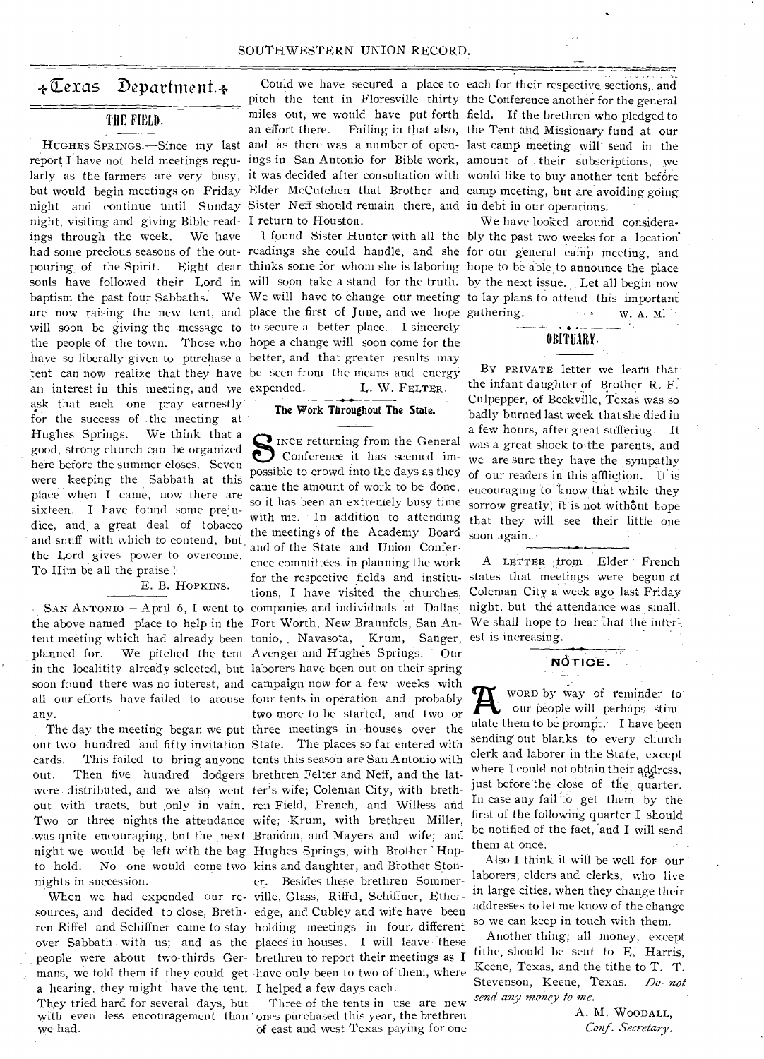## Texas Department.

### THE FIELD.

HUGHES SPRINGS.—Since my last report I have not held meetings regularly as the farmers are very busy, but would begin meetings on Friday night and continue until Sunday night, visiting and giving Bible readings through the week. We have had some precious seasons of the outpouring of the Spirit. Eight dear souls have followed their Lord in baptism the past four Sabbaths. We are now raising the new tent, and will soon be giving the message to the people of the town. Those who have so liberally given to purchase a tent can now realize that they have an interest in this meeting, and we ask that each one pray earnestly for the success of the meeting at Hughes Springs. We think that a good, strong church can be organized here before the summer closes. Seven were keeping the Sabbath at this place when I came, now there are sixteen. I have found some prejudice, and a great deal of tobacco and snuff with which to contend, but the Lord gives power to overcome. To Him be all the praise!

E. B. HOPKINS.

SAN ANTONIO.—April 6, I went to the above named place to help in the tent meeting which had already been planned for. We pitched the tent in the localitity already selected, but soon found there was no interest, and all our efforts have failed to arouse any.

The day the meeting began we put out two hundred and fifty invitation cards. This failed to bring anyone out. Then five hundred dodgers were distributed, and we also went out with tracts, but only in vain. Two or three nights the attendance was quite encouraging, but the next night we would be left with the bag to hold. No one would come two nights in succession.

When we had expended our resources, and decided to close, Brethren Riffel and Schiffner came to stay over Sabbath with us; and as the people were about two-thirds Germans, we told them if they could get a hearing, they might have the tent. They tried hard for several days, but with even less encouragement than we had.

Could we have secured a place to pitch the tent in Floresville thirty miles out, we would have put forth an effort there. Failing in that also, and as there was a number of openings in San Antonio for Bible work, it was decided after consultation with Elder McCutchen that Brother and Sister Neff should remain there, and I return to Houston.

I found Sister Hunter with all the readings she could handle, and she thinks some for whom she is laboring will soon take a stand for the truth. We will have to change our meeting place the first of June, and we hope to secure a better place. I sincerely hope a change will soon come for the better, and that greater results may be seen from the means and energy expended.

L. W. FELTER.

### The Work Throughout The State.

SINCE returning from the General Conference it has seemed impossible to crowd into the days as they came the amount of work to be done, so it has been an extremely busy time with me. In addition to attending the meetings of the Academy Board and of the State and Union Conference committees, in planning the work for the respective fields and institutions, I have visited the churches, companies and individuals at Dallas, Fort Worth, New Braunfels, San Antonio, Navasota, Krum, Sanger, Avenger and Hughes Springs. Our laborers have been out on their spring campaign now for a few weeks with four tents in operation and probably two more to be started, and two or three meetings in houses over the State. The places so far entered with tents this season are San Antonio with brethren Felter and Neff, and the latter's wife; Coleman City, with brethren Field, French, and Willess and wife; Krum, with brethren Miller, Brandon, and Mayers and wife; and Hughes Springs, with Brother Hopkins and daughter, and Brother Stoner. Besides these brethren Sommerville, Glass, Riffel, Schiffner, Etheredge, and Cubley and wife have been holding meetings in four different places in houses. I will leave these brethren to report their meetings as I have only been to two of them, where I helped a few days each.

Three of the tents in use are new ones purchased this year, the brethren of east and west Texas paying for one each for their respective sections, and the Conference another for the general field. If the brethren who pledged to the Tent and Missionary fund at our last camp meeting will send in the amount of their subscriptions, we would like to buy another tent before camp meeting, but are avoiding going in debt in our operations.

We have looked around considerably the past two weeks for a location for our general camp meeting, and hope to be able to announce the place by the next issue. Let all begin now to lay plans to attend this important gathering.

W. A. M.

### OBITUARY.

BY PRIVATE letter we learn that the infant daughter of Brother R. F. Culpepper, of Beckville, Texas was so badly burned last week that she died in a few hours, after great suffering. It was a great shock to the parents, and we are sure they have the sympathy of our readers in this affliction. It is encouraging to know that while they sorrow greatly, it is not without hope that they will see their little one soon again.

A LETTER from Elder French states that meetings were begun at Coleman City a week ago last Friday night, but the attendance was small. We shall hope to hear that the interest is increasing.

### NOTICE.

A WORD by way of reminder to our people will perhaps stimulate them to be prompt. I have been sending out blanks to every church clerk and laborer in the State, except where I could not obtain their address, just before the close of the quarter. In case any fail to get them by the first of the following quarter I should be notified of the fact, and I will send them at once.

Also I think it will be well for our laborers, elders and clerks, who live in large cities, when they change their addresses to let me know of the change so we can keep in touch with them.

Another thing; all money, except tithe, should be sent to E. Harris, Keene, Texas, and the tithe to T. T. Stevenson, Keene, Texas. *Do not send any money to me.*

A. M. WOODALL,
*Conf. Secretary.*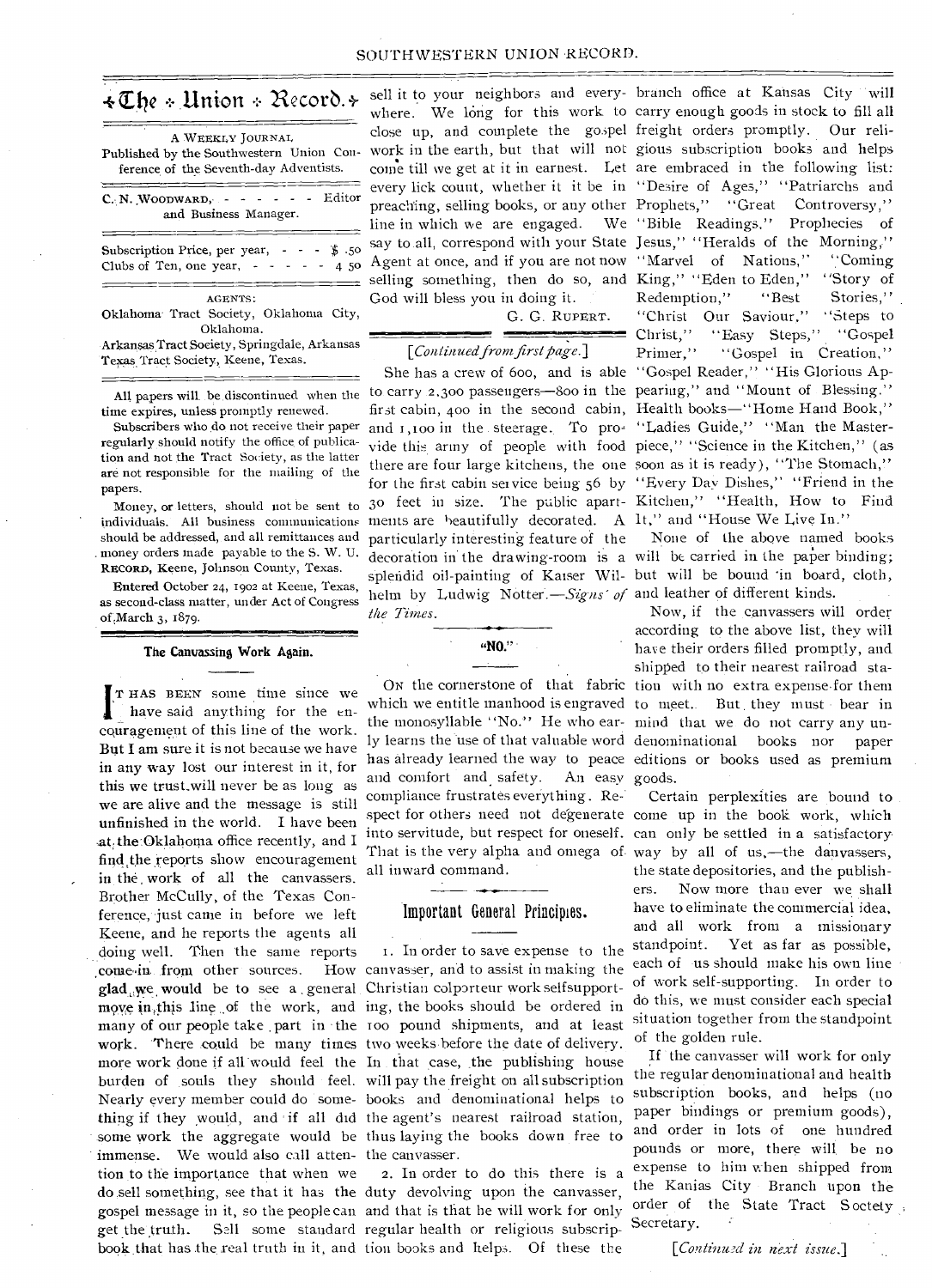# The Union Record.

A WEEKLY JOURNAL

Published by the Southwestern Union Conference of the Seventh-day Adventists.

C. N. WOODWARD, - - - - - - Editor and Business Manager.

Subscription Price, per year, - - - $ .50
Clubs of Ten, one year, - - - - - 4 50

AGENTS:

Oklahoma Tract Society, Oklahoma City, Oklahoma.
Arkansas Tract Society, Springdale, Arkansas
Texas Tract Society, Keene, Texas.

All papers will be discontinued when the time expires, unless promptly renewed.

Subscribers who do not receive their paper regularly should notify the office of publication and not the Tract Society, as the latter are not responsible for the mailing of the papers.

Money, or letters, should not be sent to individuals. All business communications should be addressed, and all remittances and money orders made payable to the S. W. U. RECORD, Keene, Johnson County, Texas.

Entered October 24, 1902 at Keene, Texas, as second-class matter, under Act of Congress of March 3, 1879.

## The Canvassing Work Again.

IT HAS BEEN some time since we have said anything for the encouragement of this line of the work. But I am sure it is not because we have in any way lost our interest in it, for this we trust will never be as long as we are alive and the message is still unfinished in the world. I have been at the Oklahoma office recently, and I find the reports show encouragement in the work of all the canvassers. Brother McCully, of the Texas Conference, just came in before we left Keene, and he reports the agents all doing well. Then the same reports come in from other sources. How glad we would be to see a general move in this line of the work, and many of our people take part in the work. There could be many times more work done if all would feel the burden of souls they should feel. Nearly every member could do something if they would, and if all did some work the aggregate would be immense. We would also call attention to the importance that when we do sell something, see that it has the gospel message in it, so the people can get the truth. Sell some standard book that has the real truth in it, and sell it to your neighbors and everywhere. We long for this work to close up, and complete the gospel work in the earth, but that will not come till we get at it in earnest. Let every lick count, whether it be in preaching, selling books, or any other line in which we are engaged. We say to all, correspond with your State Agent at once, and if you are not now selling something, then do so, and God will bless you in doing it.

G. G. RUPERT.

*[Continued from first page.]*

She has a crew of 600, and is able to carry 2,300 passengers—800 in the first cabin, 400 in the second cabin, and 1,100 in the steerage. To provide this army of people with food there are four large kitchens, the one for the first cabin service being 56 by 30 feet in size. The public apartments are beautifully decorated. A particularly interesting feature of the decoration in the drawing-room is a splendid oil-painting of Kaiser Wilhelm by Ludwig Notter.—*Signs of the Times.*

## "NO."

ON the cornerstone of that fabric which we entitle manhood is engraved the monosyllable "No." He who early learns the use of that valuable word has already learned the way to peace and comfort and safety. An easy compliance frustrates everything. Respect for others need not degenerate into servitude, but respect for oneself. That is the very alpha and omega of all inward command.

## Important General Principles.

1. In order to save expense to the canvasser, and to assist in making the Christian colporteur work selfsupporting, the books should be ordered in 100 pound shipments, and at least two weeks before the date of delivery. In that case, the publishing house will pay the freight on all subscription books and denominational helps to the agent's nearest railroad station, thus laying the books down free to the canvasser.

2. In order to do this there is a duty devolving upon the canvasser, and that is that he will work for only regular health or religious subscription books and helps. Of these the branch office at Kansas City will carry enough goods in stock to fill all freight orders promptly. Our religious subscription books and helps are embraced in the following list: "Desire of Ages," "Patriarchs and Prophets," "Great Controversy," "Bible Readings." Prophecies of Jesus," "Heralds of the Morning," "Marvel of Nations," "Coming King," "Eden to Eden," "Story of Redemption," "Best Stories," "Christ Our Saviour," "Steps to Christ," "Easy Steps," "Gospel Primer," "Gospel in Creation," "Gospel Reader," "His Glorious Appearing," and "Mount of Blessing." Health books—"Home Hand Book," "Ladies Guide," "Man the Masterpiece," "Science in the Kitchen," (as soon as it is ready), "The Stomach," "Every Day Dishes," "Friend in the Kitchen," "Health, How to Find It," and "House We Live In."

None of the above named books will be carried in the paper binding; but will be bound in board, cloth, and leather of different kinds.

Now, if the canvassers will order according to the above list, they will have their orders filled promptly, and shipped to their nearest railroad station with no extra expense for them to meet. But they must bear in mind that we do not carry any undenominational books nor paper editions or books used as premium goods.

Certain perplexities are bound to come up in the book work, which can only be settled in a satisfactory way by all of us,—the canvassers, the state depositories, and the publishers. Now more than ever we shall have to eliminate the commercial idea, and all work from a missionary standpoint. Yet as far as possible, each of us should make his own line of work self-supporting. In order to do this, we must consider each special situation together from the standpoint of the golden rule.

If the canvasser will work for only the regular denominational and health subscription books, and helps (no paper bindings or premium goods), and order in lots of one hundred pounds or more, there will be no expense to him when shipped from the Kansas City Branch upon the order of the State Tract Society Secretary.

*[Continued in next issue.]*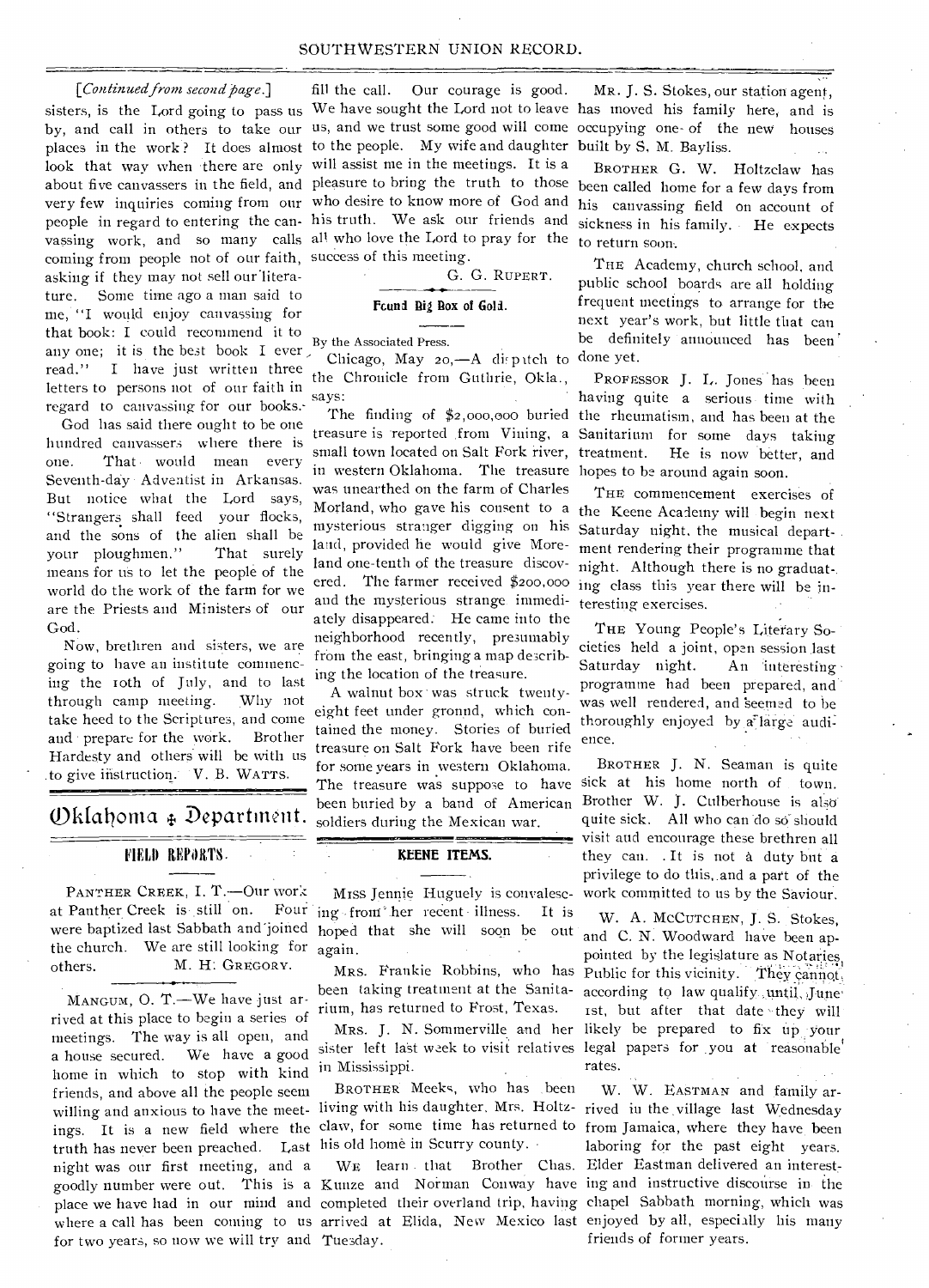*[Continued from second page.]*

sisters, is the Lord going to pass us by, and call in others to take our places in the work? It does almost look that way when there are only about five canvassers in the field, and very few inquiries coming from our people in regard to entering the canvassing work, and so many calls coming from people not of our faith, asking if they may not sell our literature. Some time ago a man said to me, "I would enjoy canvassing for that book: I could recommend it to any one; it is the best book I ever read." I have just written three letters to persons not of our faith in regard to canvassing for our books.

God has said there ought to be one hundred canvassers where there is one. That would mean every Seventh-day Adventist in Arkansas. But notice what the Lord says, "Strangers shall feed your flocks, and the sons of the alien shall be your ploughmen." That surely means for us to let the people of the world do the work of the farm for we are the Priests and Ministers of our God.

Now, brethren and sisters, we are going to have an institute commencing the 10th of July, and to last through camp meeting. Why not take heed to the Scriptures, and come and prepare for the work. Brother Hardesty and others will be with us to give instruction. V. B. WATTS.

# Oklahoma Department.

## FIELD REPORTS.

PANTHER CREEK, I. T.—Our work at Panther Creek is still on. Four were baptized last Sabbath and joined the church. We are still looking for others. M. H. GREGORY.

MANGUM, O. T.—We have just arrived at this place to begin a series of meetings. The way is all open, and a house secured. We have a good home in which to stop with kind friends, and above all the people seem willing and anxious to have the meetings. It is a new field where the truth has never been preached. Last night was our first meeting, and a goodly number were out. This is a place we have had in our mind and where a call has been coming to us for two years, so now we will try and fill the call. Our courage is good. We have sought the Lord not to leave us, and we trust some good will come to the people. My wife and daughter will assist me in the meetings. It is a pleasure to bring the truth to those who desire to know more of God and his truth. We ask our friends and all who love the Lord to pray for the success of this meeting.

G. G. RUPERT.

### Found Big Box of Gold.

By the Associated Press.

Chicago, May 20,—A dispatch to the Chronicle from Guthrie, Okla., says:

The finding of $2,000,000 buried treasure is reported from Vining, a small town located on Salt Fork river, in western Oklahoma. The treasure was unearthed on the farm of Charles Morland, who gave his consent to a mysterious stranger digging on his land, provided he would give Moreland one-tenth of the treasure discovered. The farmer received $200,000 and the mysterious strange immediately disappeared. He came into the neighborhood recently, presumably from the east, bringing a map describing the location of the treasure.

A walnut box was struck twenty-eight feet under ground, which contained the money. Stories of buried treasure on Salt Fork have been rife for some years in western Oklahoma. The treasure was suppose to have been buried by a band of American soldiers during the Mexican war.

## KEENE ITEMS.

MISS Jennie Huguely is convalescing from her recent illness. It is hoped that she will soon be out again.

MRS. Frankie Robbins, who has been taking treatment at the Sanitarium, has returned to Frost, Texas.

MRS. J. N. Sommerville and her sister left last week to visit relatives in Mississippi.

BROTHER Meeks, who has been living with his daughter, Mrs. Holtzclaw, for some time has returned to his old home in Scurry county.

WE learn that Brother Chas. Kunze and Norman Conway have completed their overland trip, having arrived at Elida, New Mexico last Tuesday.

MR. J. S. Stokes, our station agent, has moved his family here, and is occupying one of the new houses built by S. M. Bayliss.

BROTHER G. W. Holtzclaw has been called home for a few days from his canvassing field on account of sickness in his family. He expects to return soon.

THE Academy, church school, and public school boards are all holding frequent meetings to arrange for the next year's work, but little that can be definitely announced has been done yet.

PROFESSOR J. L. Jones has been having quite a serious time with the rheumatism, and has been at the Sanitarium for some days taking treatment. He is now better, and hopes to be around again soon.

THE commencement exercises of the Keene Academy will begin next Saturday night, the musical department rendering their programme that night. Although there is no graduating class this year there will be interesting exercises.

THE Young People's Literary Societies held a joint, open session last Saturday night. An interesting programme had been prepared, and was well rendered, and seemed to be thoroughly enjoyed by a large audience.

BROTHER J. N. Seaman is quite sick at his home north of town. Brother W. J. Culberhouse is also quite sick. All who can do so should visit and encourage these brethren all they can. It is not a duty but a privilege to do this, and a part of the work committed to us by the Saviour.

W. A. MCCUTCHEN, J. S. Stokes, and C. N. Woodward have been appointed by the legislature as Notaries Public for this vicinity. They cannot, according to law qualify until June 1st, but after that date they will likely be prepared to fix up your legal papers for you at reasonable rates.

W. W. EASTMAN and family arrived in the village last Wednesday from Jamaica, where they have been laboring for the past eight years. Elder Eastman delivered an interesting and instructive discourse in the chapel Sabbath morning, which was enjoyed by all, especially his many friends of former years.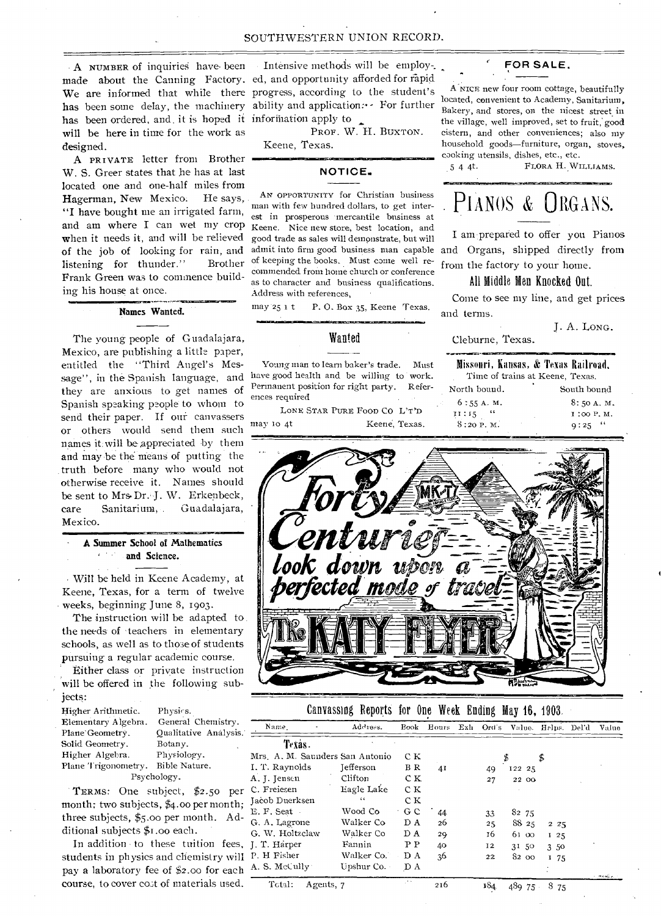A NUMBER of inquiries have been made about the Canning Factory. We are informed that while there has been some delay, the machinery has been ordered, and it is hoped it will be here in time for the work as designed.

A PRIVATE letter from Brother W. S. Greer states that he has at last located one and one-half miles from Hagerman, New Mexico. He says, "I have bought me an irrigated farm, and am where I can wet my crop when it needs it, and will be relieved of the job of looking for rain, and listening for thunder." Brother Frank Green was to commence building his house at once.

## Names Wanted.

The young people of Guadalajara, Mexico, are publishing a little paper, entitled the "Third Angel's Message", in the Spanish language, and they are anxious to get names of Spanish speaking people to whom to send their paper. If our canvassers or others would send them such names it will be appreciated by them and may be the means of putting the truth before many who would not otherwise receive it. Names should be sent to Mrs. Dr. J. W. Erkenbeck, care Sanitarium, Guadalajara, Mexico.

## A Summer School of Mathematics and Science.

Will be held in Keene Academy, at Keene, Texas, for a term of twelve weeks, beginning June 8, 1903.

The instruction will be adapted to the needs of teachers in elementary schools, as well as to those of students pursuing a regular academic course.

Either class or private instruction will be offered in the following subjects:

| | |
|---|---|
| Higher Arithmetic. | Physics. |
| Elementary Algebra. | General Chemistry. |
| Plane Geometry. | Qualitative Analysis. |
| Solid Geometry. | Botany. |
| Higher Algebra. | Physiology. |
| Plane Trigonometry. | Bible Nature. |
| | Psychology. |

TERMS: One subject, $2.50 per month; two subjects, $4.00 per month; three subjects, $5.00 per month. Additional subjects $1.00 each.

In addition to these tuition fees, students in physics and chemistry will pay a laboratory fee of $2.00 for each course, to cover cost of materials used.

Intensive methods will be employed, and opportunity afforded for rapid progress, according to the student's ability and application. For further information apply to

PROF. W. H. BUXTON.
Keene, Texas.

## NOTICE.

AN OPPORTUNITY for Christian business man with few hundred dollars, to get interest in prosperous mercantile business at Keene. Nice new store, best location, and good trade as sales will demonstrate, but will admit into firm good business man capable of keeping the books. Must come well recommended from home church or conference as to character and business qualifications. Address with references,

may 25 1 t P. O. Box 35, Keene Texas.

## Wanted

Young man to learn baker's trade. Must have good health and be willing to work. Permanent position for right party. References required

LONE STAR PURE FOOD CO L'T'D
may 10 4t Keene, Texas.

## FOR SALE.

A NICE new four room cottage, beautifully located, convenient to Academy, Sanitarium, Bakery, and stores, on the nicest street in the village, well improved, set to fruit, good cistern, and other conveniences; also my household goods—furniture, organ, stoves, cooking utensils, dishes, etc., etc.

5 4 4t. FLORA H. WILLIAMS.

# PIANOS & ORGANS.

I am prepared to offer you Pianos and Organs, shipped directly from from the factory to your home.

**All Middle Men Knocked Out.**

Come to see my line, and get prices and terms.

J. A. LONG.
Cleburne, Texas.

**Missouri, Kansas, & Texas Railroad.**
Time of trains at Keene, Texas.

| North bound. | South bound |
|---|---|
| 6:55 A. M. | 8:50 A. M. |
| 11:15 " | 1:00 P. M. |
| 8:20 P. M. | 9:25 " |

Forty Centuries look down upon a perfected mode of travel
The MK-T
The KATY FLYER

## Canvassing Reports for One Week Ending May 16, 1903.

| Name. | Address. | Book | Hours | Exh | Ord's | Value. | Helps. | Del'd | Value |
|---|---|---|---|---|---|---|---|---|---|
| **Texas.** | | | | | | | | | |
| Mrs. A. M. Saunders | San Antonio | C K | | | | $ | $ | | |
| I. T. Raynolds | Jefferson | B R | 41 | | 49 | 122 25 | | | |
| A. J. Jensen | Clifton | C K | | | 27 | 22 00 | | | |
| C. Freiesen | Eagle Lake | C K | | | | | | | |
| Jacob Duerksen | " | C K | | | | | | | |
| E. F. Seat | Wood Co | G C | 44 | | 33 | 82 75 | | | |
| G. A. Lagrone | Walker Co | D A | 26 | | 25 | 88 25 | 2 25 | | |
| G. W. Holtzclaw | Walker Co | D A | 29 | | 16 | 61 00 | 1 25 | | |
| J. T. Harper | Fannin | P P | 40 | | 12 | 31 50 | 3 50 | | |
| P. H Fisher | Walker Co. | D A | 36 | | 22 | 82 00 | 1 75 | | |
| A. S. McCully | Upshur Co. | D A | | | | | | | |
| Total: Agents, 7 | | | 216 | | 184 | 489 75 | 8 75 | | |